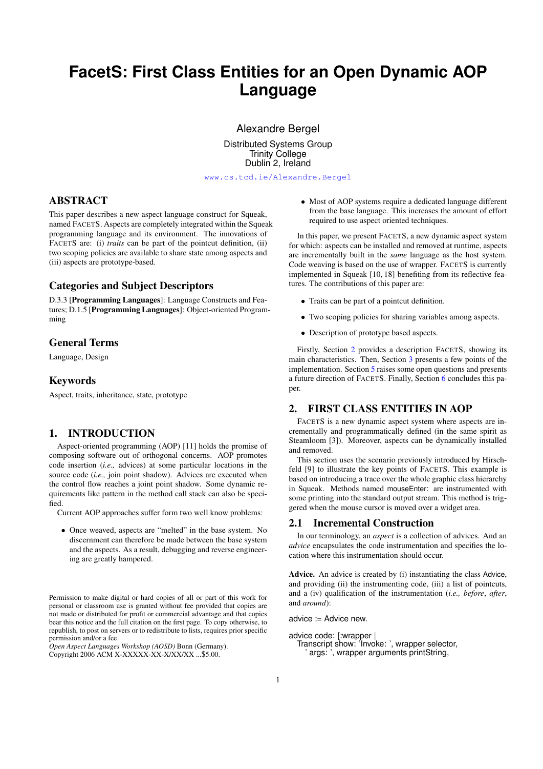# FacetS: First Class Entities for an Open Dynamic AOP Language

Alexandre Bergel

Distributed Systems Group
Trinity College
Dublin 2, Ireland

www.cs.tcd.ie/Alexandre.Bergel

## ABSTRACT

This paper describes a new aspect language construct for Squeak, named FACETS. Aspects are completely integrated within the Squeak programming language and its environment. The innovations of FACETS are: (i) *traits* can be part of the pointcut definition, (ii) two scoping policies are available to share state among aspects and (iii) aspects are prototype-based.

## Categories and Subject Descriptors

D.3.3 [**Programming Languages**]: Language Constructs and Features; D.1.5 [**Programming Languages**]: Object-oriented Programming

## General Terms

Language, Design

## Keywords

Aspect, traits, inheritance, state, prototype

## 1. INTRODUCTION

Aspect-oriented programming (AOP) [11] holds the promise of composing software out of orthogonal concerns. AOP promotes code insertion (*i.e.,* advices) at some particular locations in the source code (*i.e.,* join point shadow). Advices are executed when the control flow reaches a joint point shadow. Some dynamic requirements like pattern in the method call stack can also be specified.

Current AOP approaches suffer form two well know problems:

- Once weaved, aspects are "melted" in the base system. No discernment can therefore be made between the base system and the aspects. As a result, debugging and reverse engineering are greatly hampered.
- Most of AOP systems require a dedicated language different from the base language. This increases the amount of effort required to use aspect oriented techniques.

Permission to make digital or hard copies of all or part of this work for personal or classroom use is granted without fee provided that copies are not made or distributed for profit or commercial advantage and that copies bear this notice and the full citation on the first page. To copy otherwise, to republish, to post on servers or to redistribute to lists, requires prior specific permission and/or a fee.
*Open Aspect Languages Workshop (AOSD)* Bonn (Germany).
Copyright 2006 ACM X-XXXXX-XX-X/XX/XX ...$5.00.

In this paper, we present FACETS, a new dynamic aspect system for which: aspects can be installed and removed at runtime, aspects are incrementally built in the *same* language as the host system. Code weaving is based on the use of wrapper. FACETS is currently implemented in Squeak [10, 18] benefiting from its reflective features. The contributions of this paper are:

- Traits can be part of a pointcut definition.
- Two scoping policies for sharing variables among aspects.
- Description of prototype based aspects.

Firstly, Section 2 provides a description FACETS, showing its main characteristics. Then, Section 3 presents a few points of the implementation. Section 5 raises some open questions and presents a future direction of FACETS. Finally, Section 6 concludes this paper.

## 2. FIRST CLASS ENTITIES IN AOP

FACETS is a new dynamic aspect system where aspects are incrementally and programmatically defined (in the same spirit as Steamloom [3]). Moreover, aspects can be dynamically installed and removed.

This section uses the scenario previously introduced by Hirschfeld [9] to illustrate the key points of FACETS. This example is based on introducing a trace over the whole graphic class hierarchy in Squeak. Methods named mouseEnter: are instrumented with some printing into the standard output stream. This method is triggered when the mouse cursor is moved over a widget area.

### 2.1 Incremental Construction

In our terminology, an *aspect* is a collection of advices. And an *advice* encapsulates the code instrumentation and specifies the location where this instrumentation should occur.

**Advice.** An advice is created by (i) instantiating the class Advice, and providing (ii) the instrumenting code, (iii) a list of pointcuts, and a (iv) qualification of the instrumentation (*i.e., before*, *after*, and *around*):

```
advice := Advice new.

advice code: [:wrapper |
    Transcript show: 'Invoke: ', wrapper selector,
        ' args: ', wrapper arguments printString,
```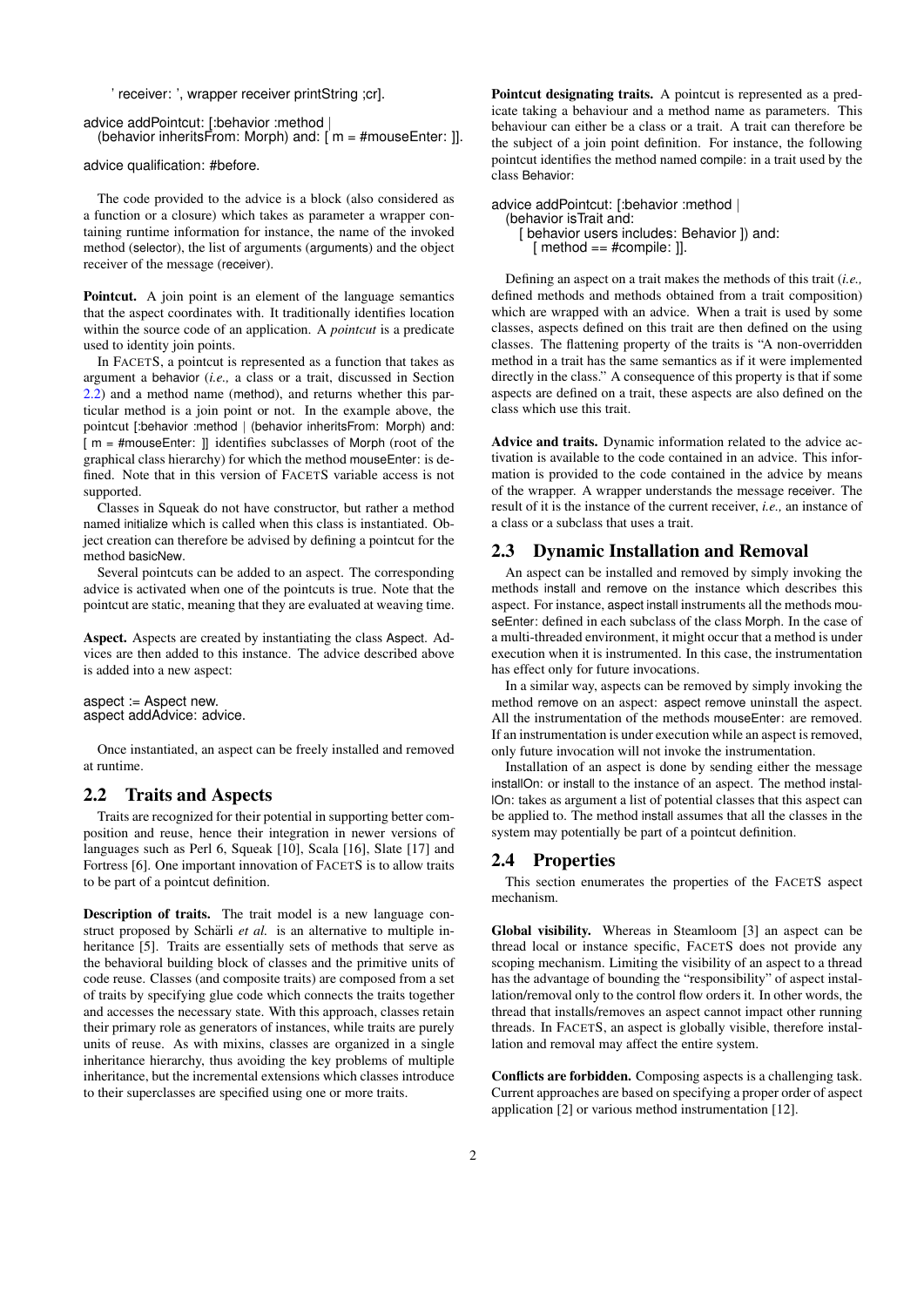```
    ' receiver: ', wrapper receiver printString ;cr].

advice addPointcut: [:behavior :method |
    (behavior inheritsFrom: Morph) and: [ m = #mouseEnter: ]].

advice qualification: #before.
```

The code provided to the advice is a block (also considered as a function or a closure) which takes as parameter a wrapper containing runtime information for instance, the name of the invoked method (selector), the list of arguments (arguments) and the object receiver of the message (receiver).

**Pointcut.** A join point is an element of the language semantics that the aspect coordinates with. It traditionally identifies location within the source code of an application. A *pointcut* is a predicate used to identity join points.

In FACETS, a pointcut is represented as a function that takes as argument a behavior (*i.e.,* a class or a trait, discussed in Section 2.2) and a method name (method), and returns whether this particular method is a join point or not. In the example above, the pointcut [:behavior :method | (behavior inheritsFrom: Morph) and: [ m = #mouseEnter: ]] identifies subclasses of Morph (root of the graphical class hierarchy) for which the method mouseEnter: is defined. Note that in this version of FACETS variable access is not supported.

Classes in Squeak do not have constructor, but rather a method named initialize which is called when this class is instantiated. Object creation can therefore be advised by defining a pointcut for the method basicNew.

Several pointcuts can be added to an aspect. The corresponding advice is activated when one of the pointcuts is true. Note that the pointcut are static, meaning that they are evaluated at weaving time.

**Aspect.** Aspects are created by instantiating the class Aspect. Advices are then added to this instance. The advice described above is added into a new aspect:

```
aspect := Aspect new.
aspect addAdvice: advice.
```

Once instantiated, an aspect can be freely installed and removed at runtime.

## 2.2 Traits and Aspects

Traits are recognized for their potential in supporting better composition and reuse, hence their integration in newer versions of languages such as Perl 6, Squeak [10], Scala [16], Slate [17] and Fortress [6]. One important innovation of FACETS is to allow traits to be part of a pointcut definition.

**Description of traits.** The trait model is a new language construct proposed by Schärli *et al.* is an alternative to multiple inheritance [5]. Traits are essentially sets of methods that serve as the behavioral building block of classes and the primitive units of code reuse. Classes (and composite traits) are composed from a set of traits by specifying glue code which connects the traits together and accesses the necessary state. With this approach, classes retain their primary role as generators of instances, while traits are purely units of reuse. As with mixins, classes are organized in a single inheritance hierarchy, thus avoiding the key problems of multiple inheritance, but the incremental extensions which classes introduce to their superclasses are specified using one or more traits.

**Pointcut designating traits.** A pointcut is represented as a predicate taking a behaviour and a method name as parameters. This behaviour can either be a class or a trait. A trait can therefore be the subject of a join point definition. For instance, the following pointcut identifies the method named compile: in a trait used by the class Behavior:

```
advice addPointcut: [:behavior :method |
  (behavior isTrait and:
     [ behavior users includes: Behavior ]) and:
        [ method == #compile: ]].
```

Defining an aspect on a trait makes the methods of this trait (*i.e.,* defined methods and methods obtained from a trait composition) which are wrapped with an advice. When a trait is used by some classes, aspects defined on this trait are then defined on the using classes. The flattening property of the traits is "A non-overridden method in a trait has the same semantics as if it were implemented directly in the class." A consequence of this property is that if some aspects are defined on a trait, these aspects are also defined on the class which use this trait.

**Advice and traits.** Dynamic information related to the advice activation is available to the code contained in an advice. This information is provided to the code contained in the advice by means of the wrapper. A wrapper understands the message receiver. The result of it is the instance of the current receiver, *i.e.,* an instance of a class or a subclass that uses a trait.

## 2.3 Dynamic Installation and Removal

An aspect can be installed and removed by simply invoking the methods install and remove on the instance which describes this aspect. For instance, aspect install instruments all the methods mouseEnter: defined in each subclass of the class Morph. In the case of a multi-threaded environment, it might occur that a method is under execution when it is instrumented. In this case, the instrumentation has effect only for future invocations.

In a similar way, aspects can be removed by simply invoking the method remove on an aspect: aspect remove uninstall the aspect. All the instrumentation of the methods mouseEnter: are removed. If an instrumentation is under execution while an aspect is removed, only future invocation will not invoke the instrumentation.

Installation of an aspect is done by sending either the message installOn: or install to the instance of an aspect. The method installOn: takes as argument a list of potential classes that this aspect can be applied to. The method install assumes that all the classes in the system may potentially be part of a pointcut definition.

## 2.4 Properties

This section enumerates the properties of the FACETS aspect mechanism.

**Global visibility.** Whereas in Steamloom [3] an aspect can be thread local or instance specific, FACETS does not provide any scoping mechanism. Limiting the visibility of an aspect to a thread has the advantage of bounding the "responsibility" of aspect installation/removal only to the control flow orders it. In other words, the thread that installs/removes an aspect cannot impact other running threads. In FACETS, an aspect is globally visible, therefore installation and removal may affect the entire system.

**Conflicts are forbidden.** Composing aspects is a challenging task. Current approaches are based on specifying a proper order of aspect application [2] or various method instrumentation [12].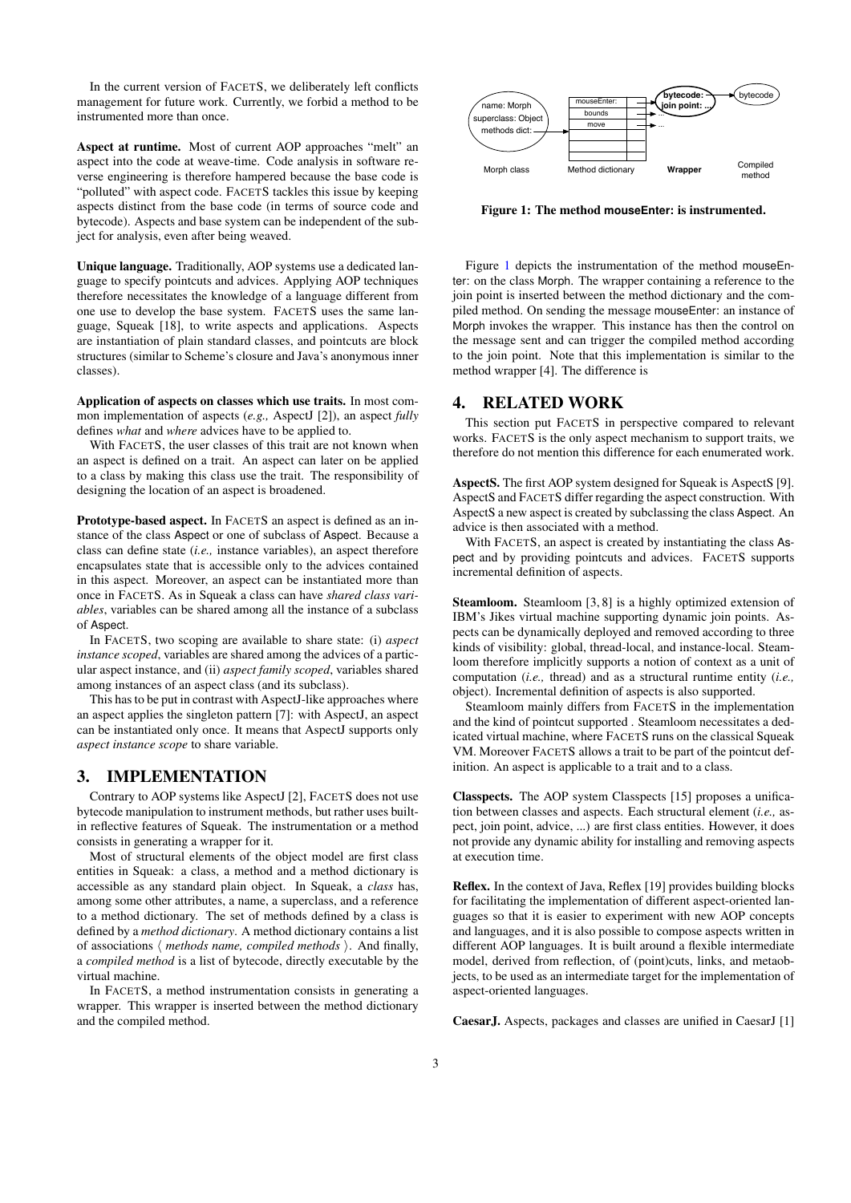In the current version of FACETS, we deliberately left conflicts management for future work. Currently, we forbid a method to be instrumented more than once.

**Aspect at runtime.** Most of current AOP approaches "melt" an aspect into the code at weave-time. Code analysis in software reverse engineering is therefore hampered because the base code is "polluted" with aspect code. FACETS tackles this issue by keeping aspects distinct from the base code (in terms of source code and bytecode). Aspects and base system can be independent of the subject for analysis, even after being weaved.

**Unique language.** Traditionally, AOP systems use a dedicated language to specify pointcuts and advices. Applying AOP techniques therefore necessitates the knowledge of a language different from one use to develop the base system. FACETS uses the same language, Squeak [18], to write aspects and applications. Aspects are instantiation of plain standard classes, and pointcuts are block structures (similar to Scheme's closure and Java's anonymous inner classes).

**Application of aspects on classes which use traits.** In most common implementation of aspects (*e.g.,* AspectJ [2]), an aspect *fully* defines *what* and *where* advices have to be applied to.

With FACETS, the user classes of this trait are not known when an aspect is defined on a trait. An aspect can later on be applied to a class by making this class use the trait. The responsibility of designing the location of an aspect is broadened.

**Prototype-based aspect.** In FACETS an aspect is defined as an instance of the class Aspect or one of subclass of Aspect. Because a class can define state (*i.e.,* instance variables), an aspect therefore encapsulates state that is accessible only to the advices contained in this aspect. Moreover, an aspect can be instantiated more than once in FACETS. As in Squeak a class can have *shared class variables*, variables can be shared among all the instance of a subclass of Aspect.

In FACETS, two scoping are available to share state: (i) *aspect instance scoped*, variables are shared among the advices of a particular aspect instance, and (ii) *aspect family scoped*, variables shared among instances of an aspect class (and its subclass).

This has to be put in contrast with AspectJ-like approaches where an aspect applies the singleton pattern [7]: with AspectJ, an aspect can be instantiated only once. It means that AspectJ supports only *aspect instance scope* to share variable.

# 3. IMPLEMENTATION

Contrary to AOP systems like AspectJ [2], FACETS does not use bytecode manipulation to instrument methods, but rather uses built-in reflective features of Squeak. The instrumentation or a method consists in generating a wrapper for it.

Most of structural elements of the object model are first class entities in Squeak: a class, a method and a method dictionary is accessible as any standard plain object. In Squeak, a *class* has, among some other attributes, a name, a superclass, and a reference to a method dictionary. The set of methods defined by a class is defined by a *method dictionary*. A method dictionary contains a list of associations ⟨ *methods name, compiled methods* ⟩. And finally, a *compiled method* is a list of bytecode, directly executable by the virtual machine.

In FACETS, a method instrumentation consists in generating a wrapper. This wrapper is inserted between the method dictionary and the compiled method.

name: Morph
superclass: Object
methods dict:
mouseEnter:
bounds
move
bytecode:
join point: ...
bytecode
Morph class
Method dictionary
**Wrapper**
Compiled method

**Figure 1: The method mouseEnter: is instrumented.**

Figure 1 depicts the instrumentation of the method mouseEnter: on the class Morph. The wrapper containing a reference to the join point is inserted between the method dictionary and the compiled method. On sending the message mouseEnter: an instance of Morph invokes the wrapper. This instance has then the control on the message sent and can trigger the compiled method according to the join point. Note that this implementation is similar to the method wrapper [4]. The difference is

# 4. RELATED WORK

This section put FACETS in perspective compared to relevant works. FACETS is the only aspect mechanism to support traits, we therefore do not mention this difference for each enumerated work.

**AspectS.** The first AOP system designed for Squeak is AspectS [9]. AspectS and FACETS differ regarding the aspect construction. With AspectS a new aspect is created by subclassing the class Aspect. An advice is then associated with a method.

With FACETS, an aspect is created by instantiating the class Aspect and by providing pointcuts and advices. FACETS supports incremental definition of aspects.

**Steamloom.** Steamloom [3, 8] is a highly optimized extension of IBM's Jikes virtual machine supporting dynamic join points. Aspects can be dynamically deployed and removed according to three kinds of visibility: global, thread-local, and instance-local. Steamloom therefore implicitly supports a notion of context as a unit of computation (*i.e.,* thread) and as a structural runtime entity (*i.e.,* object). Incremental definition of aspects is also supported.

Steamloom mainly differs from FACETS in the implementation and the kind of pointcut supported . Steamloom necessitates a dedicated virtual machine, where FACETS runs on the classical Squeak VM. Moreover FACETS allows a trait to be part of the pointcut definition. An aspect is applicable to a trait and to a class.

**Classpects.** The AOP system Classpects [15] proposes a unification between classes and aspects. Each structural element (*i.e.,* aspect, join point, advice, ...) are first class entities. However, it does not provide any dynamic ability for installing and removing aspects at execution time.

**Reflex.** In the context of Java, Reflex [19] provides building blocks for facilitating the implementation of different aspect-oriented languages so that it is easier to experiment with new AOP concepts and languages, and it is also possible to compose aspects written in different AOP languages. It is built around a flexible intermediate model, derived from reflection, of (point)cuts, links, and metaobjects, to be used as an intermediate target for the implementation of aspect-oriented languages.

**CaesarJ.** Aspects, packages and classes are unified in CaesarJ [1]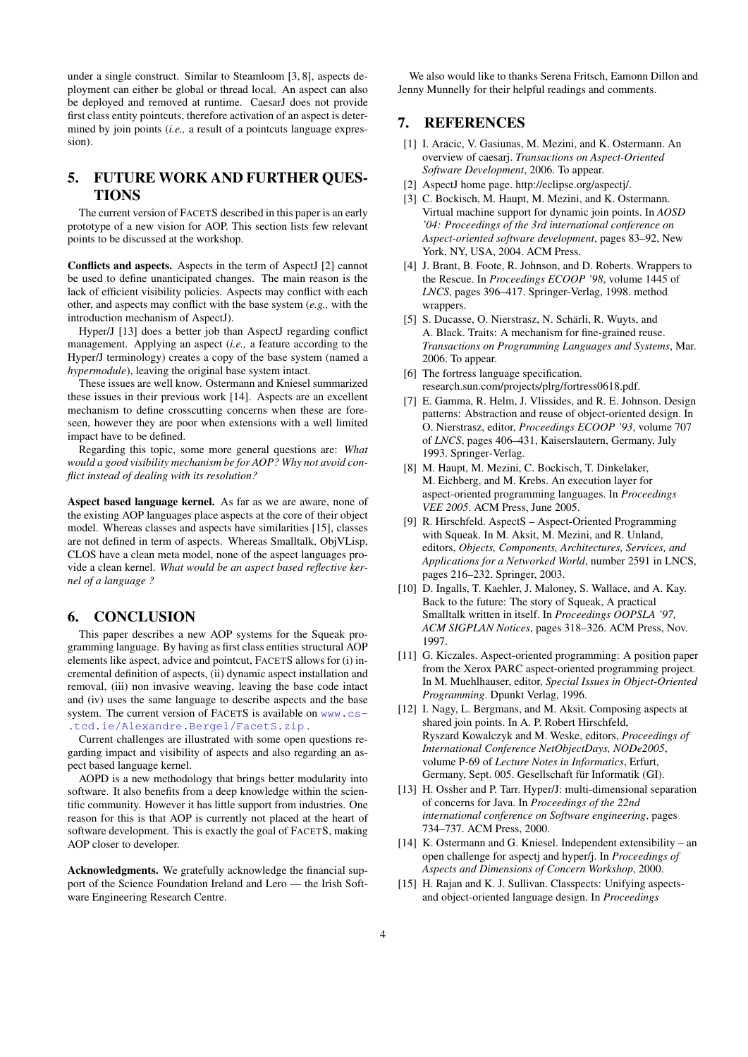under a single construct. Similar to Steamloom [3, 8], aspects deployment can either be global or thread local. An aspect can also be deployed and removed at runtime. CaesarJ does not provide first class entity pointcuts, therefore activation of an aspect is determined by join points (*i.e.,* a result of a pointcuts language expression).

## 5. FUTURE WORK AND FURTHER QUESTIONS

The current version of FACETS described in this paper is an early prototype of a new vision for AOP. This section lists few relevant points to be discussed at the workshop.

**Conflicts and aspects.** Aspects in the term of AspectJ [2] cannot be used to define unanticipated changes. The main reason is the lack of efficient visibility policies. Aspects may conflict with each other, and aspects may conflict with the base system (*e.g.,* with the introduction mechanism of AspectJ).

Hyper/J [13] does a better job than AspectJ regarding conflict management. Applying an aspect (*i.e.,* a feature according to the Hyper/J terminology) creates a copy of the base system (named a *hypermodule*), leaving the original base system intact.

These issues are well know. Ostermann and Kniesel summarized these issues in their previous work [14]. Aspects are an excellent mechanism to define crosscutting concerns when these are foreseen, however they are poor when extensions with a well limited impact have to be defined.

Regarding this topic, some more general questions are: *What would a good visibility mechanism be for AOP? Why not avoid conflict instead of dealing with its resolution?*

**Aspect based language kernel.** As far as we are aware, none of the existing AOP languages place aspects at the core of their object model. Whereas classes and aspects have similarities [15], classes are not defined in term of aspects. Whereas Smalltalk, ObjVLisp, CLOS have a clean meta model, none of the aspect languages provide a clean kernel. *What would be an aspect based reflective kernel of a language ?*

## 6. CONCLUSION

This paper describes a new AOP systems for the Squeak programming language. By having as first class entities structural AOP elements like aspect, advice and pointcut, FACETS allows for (i) incremental definition of aspects, (ii) dynamic aspect installation and removal, (iii) non invasive weaving, leaving the base code intact and (iv) uses the same language to describe aspects and the base system. The current version of FACETS is available on www.cs-.tcd.ie/Alexandre.Bergel/FacetS.zip.

Current challenges are illustrated with some open questions regarding impact and visibility of aspects and also regarding an aspect based language kernel.

AOPD is a new methodology that brings better modularity into software. It also benefits from a deep knowledge within the scientific community. However it has little support from industries. One reason for this is that AOP is currently not placed at the heart of software development. This is exactly the goal of FACETS, making AOP closer to developer.

**Acknowledgments.** We gratefully acknowledge the financial support of the Science Foundation Ireland and Lero — the Irish Software Engineering Research Centre.

We also would like to thanks Serena Fritsch, Eamonn Dillon and Jenny Munnelly for their helpful readings and comments.

## 7. REFERENCES

[1] I. Aracic, V. Gasiunas, M. Mezini, and K. Ostermann. An overview of caesarj. *Transactions on Aspect-Oriented Software Development*, 2006. To appear.

[2] AspectJ home page. http://eclipse.org/aspectj/.

[3] C. Bockisch, M. Haupt, M. Mezini, and K. Ostermann. Virtual machine support for dynamic join points. In *AOSD '04: Proceedings of the 3rd international conference on Aspect-oriented software development*, pages 83–92, New York, NY, USA, 2004. ACM Press.

[4] J. Brant, B. Foote, R. Johnson, and D. Roberts. Wrappers to the Rescue. In *Proceedings ECOOP '98*, volume 1445 of *LNCS*, pages 396–417. Springer-Verlag, 1998. method wrappers.

[5] S. Ducasse, O. Nierstrasz, N. Schärli, R. Wuyts, and A. Black. Traits: A mechanism for fine-grained reuse. *Transactions on Programming Languages and Systems*, Mar. 2006. To appear.

[6] The fortress language specification. research.sun.com/projects/plrg/fortress0618.pdf.

[7] E. Gamma, R. Helm, J. Vlissides, and R. E. Johnson. Design patterns: Abstraction and reuse of object-oriented design. In O. Nierstrasz, editor, *Proceedings ECOOP '93*, volume 707 of *LNCS*, pages 406–431, Kaiserslautern, Germany, July 1993. Springer-Verlag.

[8] M. Haupt, M. Mezini, C. Bockisch, T. Dinkelaker, M. Eichberg, and M. Krebs. An execution layer for aspect-oriented programming languages. In *Proceedings VEE 2005*. ACM Press, June 2005.

[9] R. Hirschfeld. AspectS – Aspect-Oriented Programming with Squeak. In M. Aksit, M. Mezini, and R. Unland, editors, *Objects, Components, Architectures, Services, and Applications for a Networked World*, number 2591 in LNCS, pages 216–232. Springer, 2003.

[10] D. Ingalls, T. Kaehler, J. Maloney, S. Wallace, and A. Kay. Back to the future: The story of Squeak, A practical Smalltalk written in itself. In *Proceedings OOPSLA '97, ACM SIGPLAN Notices*, pages 318–326. ACM Press, Nov. 1997.

[11] G. Kiczales. Aspect-oriented programming: A position paper from the Xerox PARC aspect-oriented programming project. In M. Muehlhauser, editor, *Special Issues in Object-Oriented Programming*. Dpunkt Verlag, 1996.

[12] I. Nagy, L. Bergmans, and M. Aksit. Composing aspects at shared join points. In A. P. Robert Hirschfeld, Ryszard Kowalczyk and M. Weske, editors, *Proceedings of International Conference NetObjectDays, NODe2005*, volume P-69 of *Lecture Notes in Informatics*, Erfurt, Germany, Sept. 005. Gesellschaft für Informatik (GI).

[13] H. Ossher and P. Tarr. Hyper/J: multi-dimensional separation of concerns for Java. In *Proceedings of the 22nd international conference on Software engineering*, pages 734–737. ACM Press, 2000.

[14] K. Ostermann and G. Kniesel. Independent extensibility – an open challenge for aspectj and hyper/j. In *Proceedings of Aspects and Dimensions of Concern Workshop*, 2000.

[15] H. Rajan and K. J. Sullivan. Classpects: Unifying aspects- and object-oriented language design. In *Proceedings*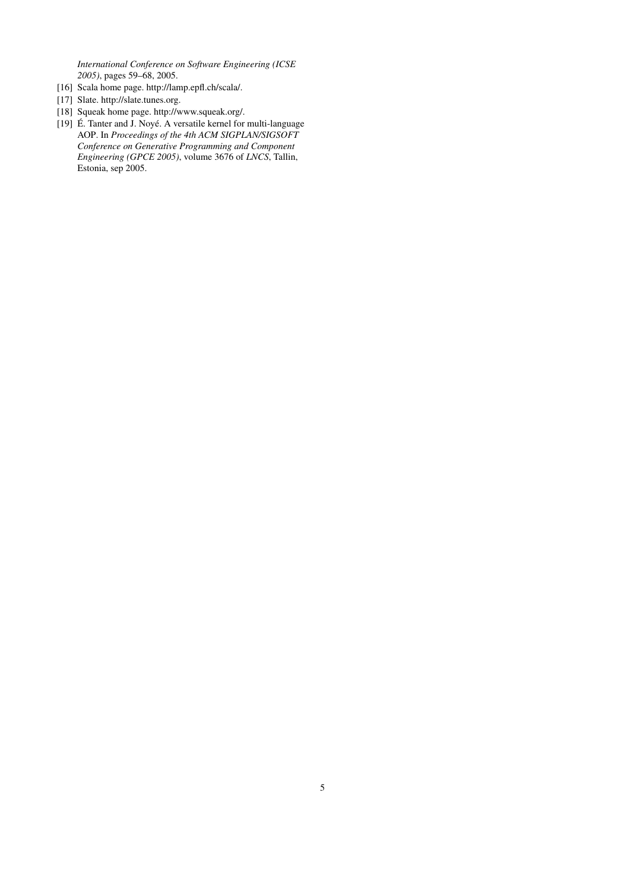*International Conference on Software Engineering (ICSE 2005)*, pages 59–68, 2005.

[16] Scala home page. http://lamp.epfl.ch/scala/.

[17] Slate. http://slate.tunes.org.

[18] Squeak home page. http://www.squeak.org/.

[19] É. Tanter and J. Noyé. A versatile kernel for multi-language AOP. In *Proceedings of the 4th ACM SIGPLAN/SIGSOFT Conference on Generative Programming and Component Engineering (GPCE 2005)*, volume 3676 of *LNCS*, Tallin, Estonia, sep 2005.